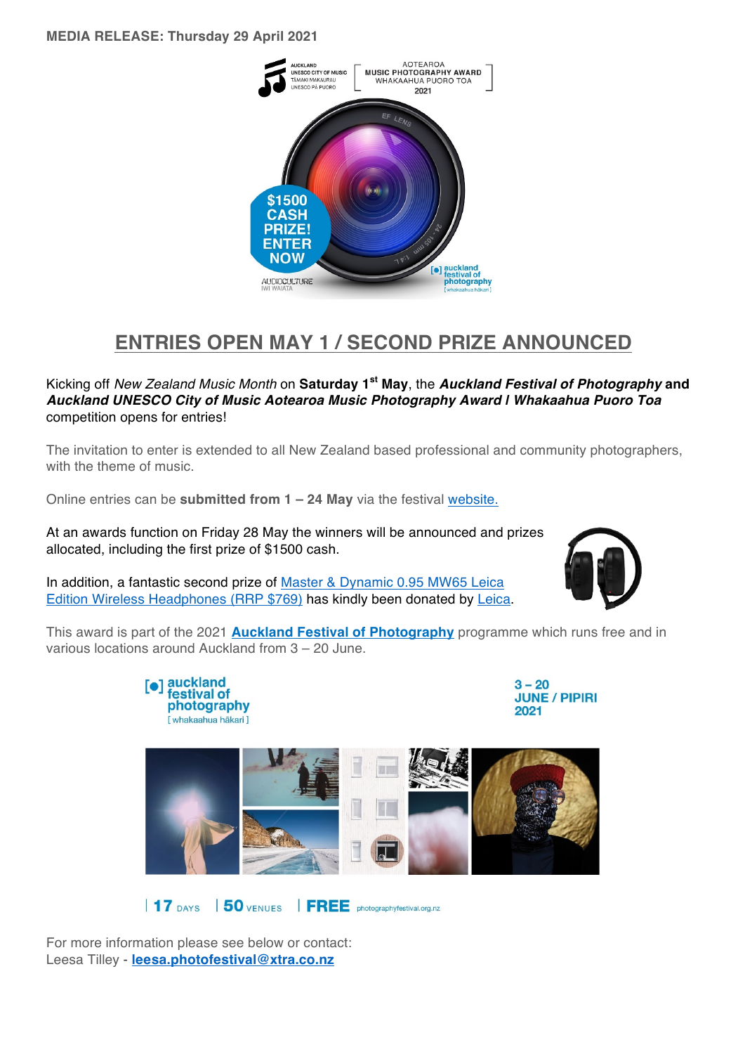**MEDIA RELEASE: Thursday 29 April 2021**

# ENTRIES OPEN MAY 1 / SECOND PRIZE ANNOUNCED

Kicking off *New Zealand Music Month* on **Saturday 1st May**, the ***Auckland Festival of Photography* and *Auckland UNESCO City of Music Aotearoa Music Photography Award I Whakaahua Puoro Toa*** competition opens for entries!

The invitation to enter is extended to all New Zealand based professional and community photographers, with the theme of music.

Online entries can be **submitted from 1 – 24 May** via the festival website.

At an awards function on Friday 28 May the winners will be announced and prizes allocated, including the first prize of $1500 cash.

In addition, a fantastic second prize of Master & Dynamic 0.95 MW65 Leica Edition Wireless Headphones (RRP $769) has kindly been donated by Leica.

This award is part of the 2021 **Auckland Festival of Photography** programme which runs free and in various locations around Auckland from 3 – 20 June.

For more information please see below or contact:
Leesa Tilley - **leesa.photofestival@xtra.co.nz**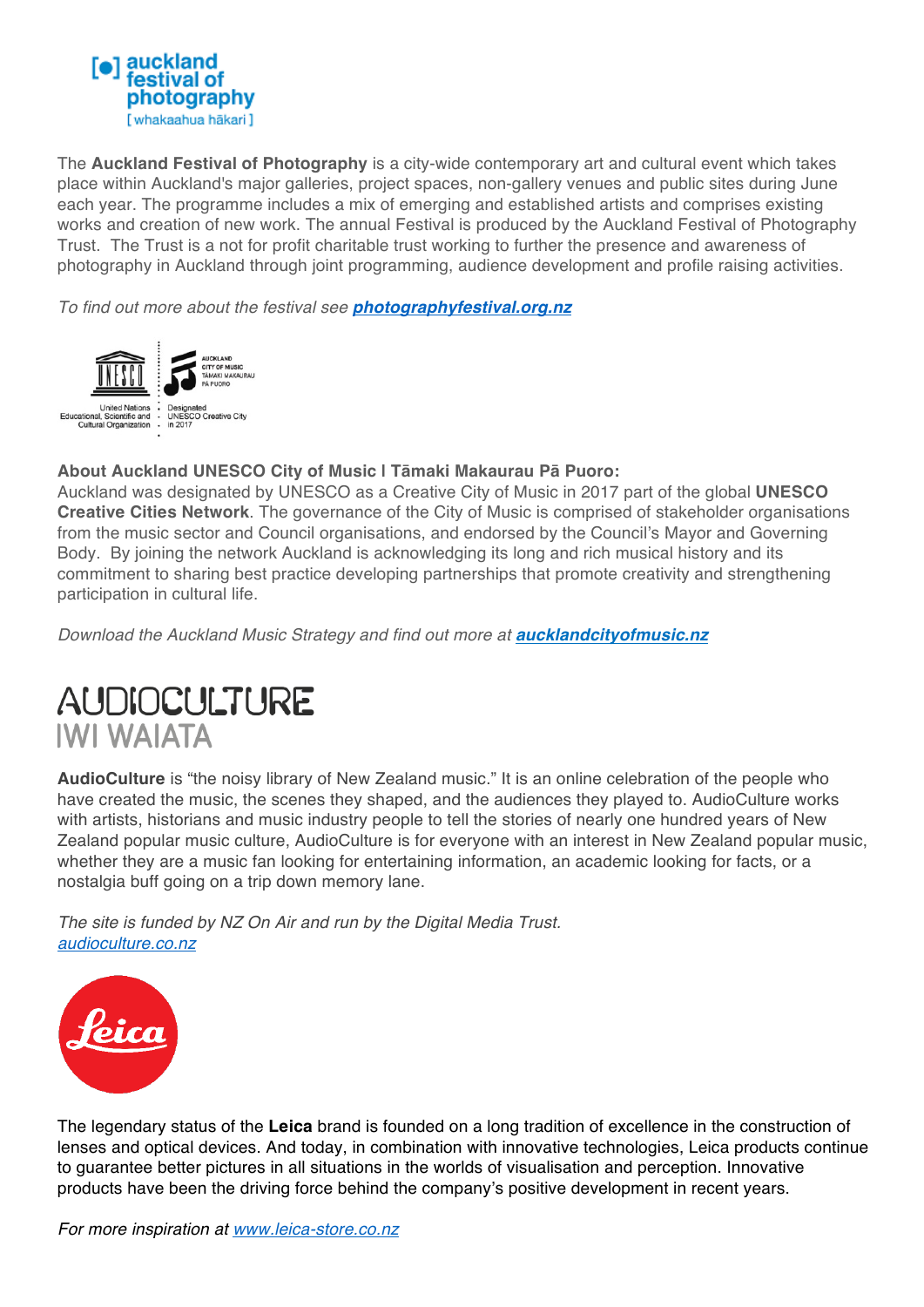auckland festival of photography
[ whakaahua hākari ]

The **Auckland Festival of Photography** is a city-wide contemporary art and cultural event which takes place within Auckland's major galleries, project spaces, non-gallery venues and public sites during June each year. The programme includes a mix of emerging and established artists and comprises existing works and creation of new work. The annual Festival is produced by the Auckland Festival of Photography Trust. The Trust is a not for profit charitable trust working to further the presence and awareness of photography in Auckland through joint programming, audience development and profile raising activities.

*To find out more about the festival see* ***photographyfestival.org.nz***

United Nations Educational, Scientific and Cultural Organization · Designated UNESCO Creative City in 2017

AUCKLAND CITY OF MUSIC TĀMAKI MAKAURAU PĀ PUORO

**About Auckland UNESCO City of Music I Tāmaki Makaurau Pā Puoro:**
Auckland was designated by UNESCO as a Creative City of Music in 2017 part of the global **UNESCO Creative Cities Network**. The governance of the City of Music is comprised of stakeholder organisations from the music sector and Council organisations, and endorsed by the Council's Mayor and Governing Body. By joining the network Auckland is acknowledging its long and rich musical history and its commitment to sharing best practice developing partnerships that promote creativity and strengthening participation in cultural life.

*Download the Auckland Music Strategy and find out more at* ***aucklandcityofmusic.nz***

AUDIOCULTURE
IWI WAIATA

**AudioCulture** is "the noisy library of New Zealand music." It is an online celebration of the people who have created the music, the scenes they shaped, and the audiences they played to. AudioCulture works with artists, historians and music industry people to tell the stories of nearly one hundred years of New Zealand popular music culture, AudioCulture is for everyone with an interest in New Zealand popular music, whether they are a music fan looking for entertaining information, an academic looking for facts, or a nostalgia buff going on a trip down memory lane.

*The site is funded by NZ On Air and run by the Digital Media Trust.*
*audioculture.co.nz*

Leica

The legendary status of the **Leica** brand is founded on a long tradition of excellence in the construction of lenses and optical devices. And today, in combination with innovative technologies, Leica products continue to guarantee better pictures in all situations in the worlds of visualisation and perception. Innovative products have been the driving force behind the company's positive development in recent years.

*For more inspiration at www.leica-store.co.nz*